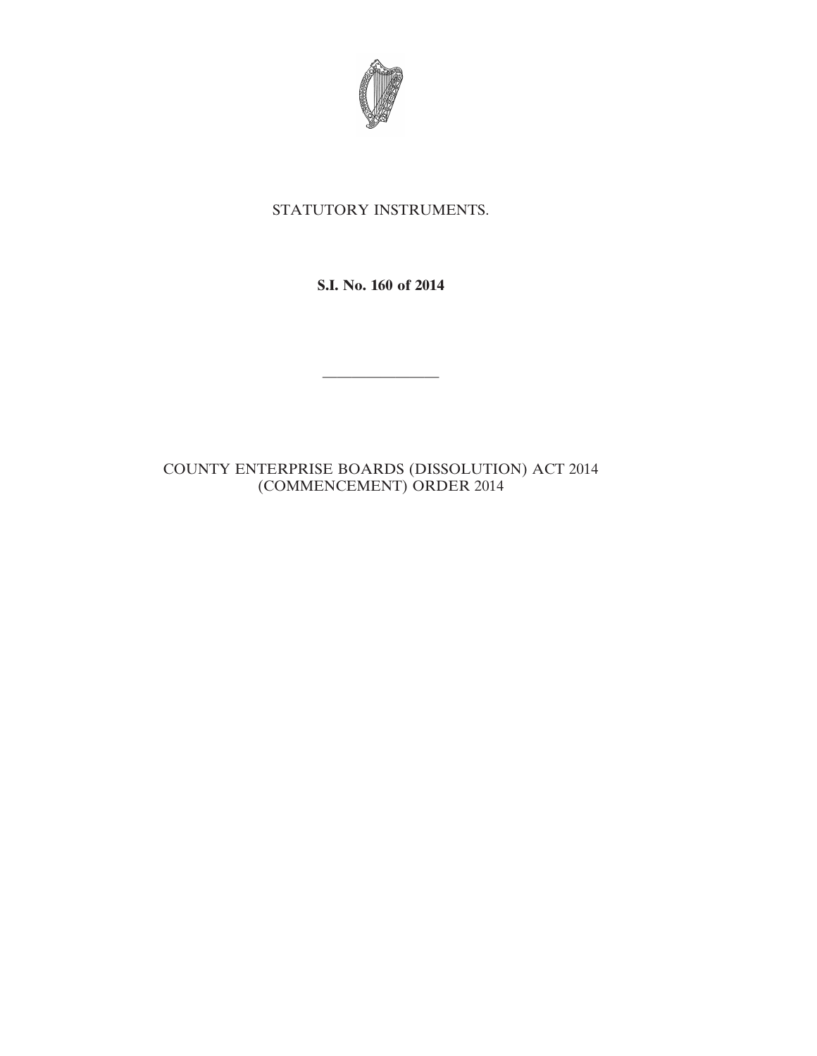STATUTORY INSTRUMENTS.

**S.I. No. 160 of 2014**

---

COUNTY ENTERPRISE BOARDS (DISSOLUTION) ACT 2014 (COMMENCEMENT) ORDER 2014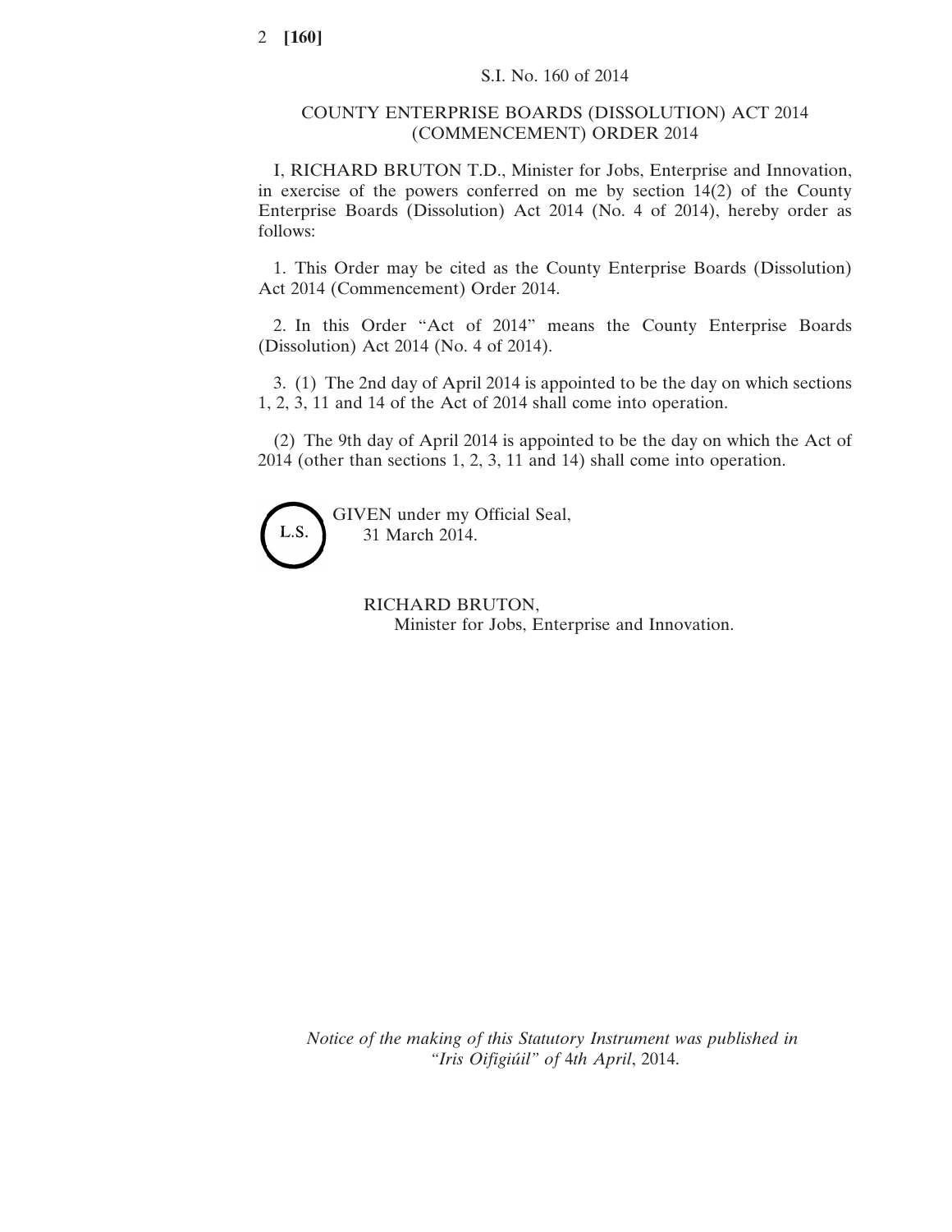S.I. No. 160 of 2014

## COUNTY ENTERPRISE BOARDS (DISSOLUTION) ACT 2014 (COMMENCEMENT) ORDER 2014

I, RICHARD BRUTON T.D., Minister for Jobs, Enterprise and Innovation, in exercise of the powers conferred on me by section 14(2) of the County Enterprise Boards (Dissolution) Act 2014 (No. 4 of 2014), hereby order as follows:

1. This Order may be cited as the County Enterprise Boards (Dissolution) Act 2014 (Commencement) Order 2014.

2. In this Order "Act of 2014" means the County Enterprise Boards (Dissolution) Act 2014 (No. 4 of 2014).

3. (1) The 2nd day of April 2014 is appointed to be the day on which sections 1, 2, 3, 11 and 14 of the Act of 2014 shall come into operation.

(2) The 9th day of April 2014 is appointed to be the day on which the Act of 2014 (other than sections 1, 2, 3, 11 and 14) shall come into operation.

L.S.

GIVEN under my Official Seal,
31 March 2014.

RICHARD BRUTON,
Minister for Jobs, Enterprise and Innovation.

*Notice of the making of this Statutory Instrument was published in "Iris Oifigiúil" of 4th April, 2014.*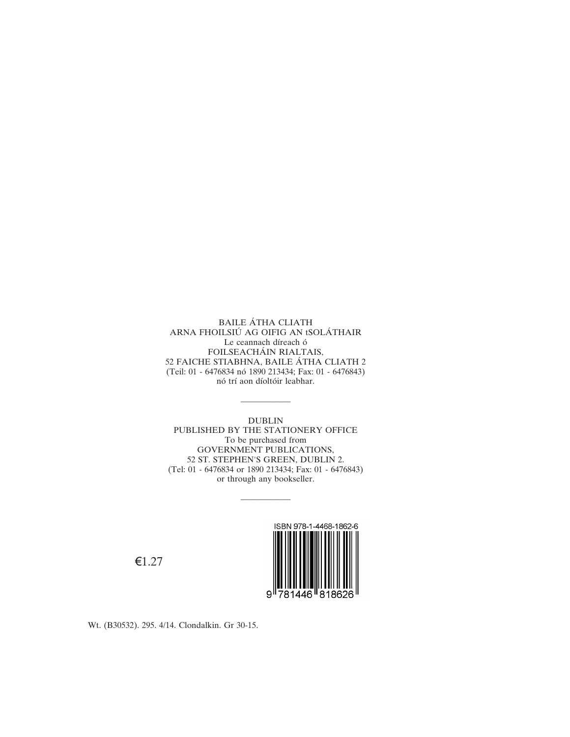BAILE ÁTHA CLIATH
ARNA FHOILSIÚ AG OIFIG AN tSOLÁTHAIR
Le ceannach díreach ó
FOILSEACHÁIN RIALTAIS,
52 FAICHE STIABHNA, BAILE ÁTHA CLIATH 2
(Teil: 01 - 6476834 nó 1890 213434; Fax: 01 - 6476843)
nó trí aon díoltóir leabhar.

---

DUBLIN
PUBLISHED BY THE STATIONERY OFFICE
To be purchased from
GOVERNMENT PUBLICATIONS,
52 ST. STEPHEN'S GREEN, DUBLIN 2.
(Tel: 01 - 6476834 or 1890 213434; Fax: 01 - 6476843)
or through any bookseller.

---

€1.27

ISBN 978-1-4468-1862-6

9 781446 818626

Wt. (B30532). 295. 4/14. Clondalkin. Gr 30-15.